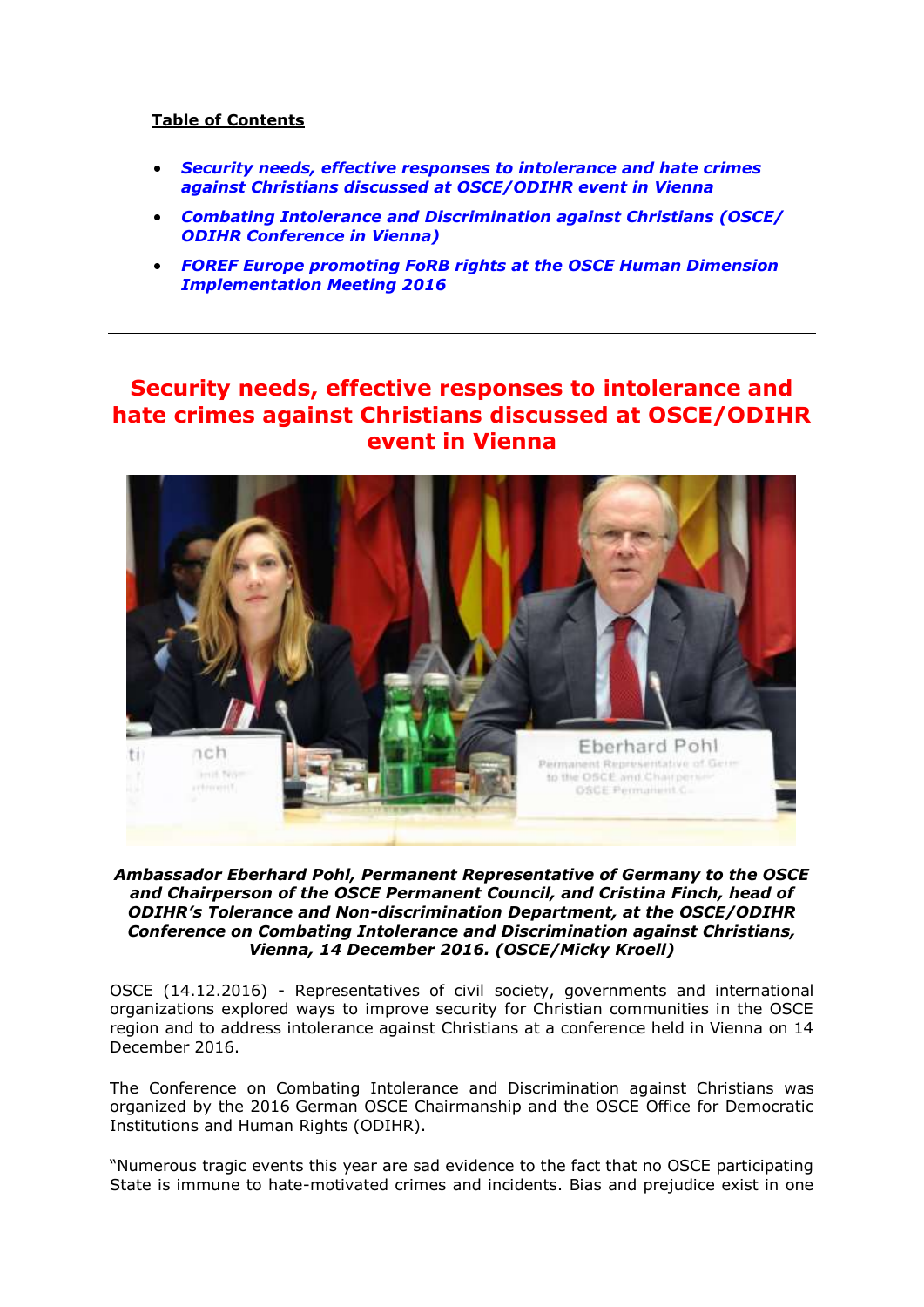**Table of Contents**

- ***Security needs, effective responses to intolerance and hate crimes against Christians discussed at OSCE/ODIHR event in Vienna***
- ***Combating Intolerance and Discrimination against Christians (OSCE/ ODIHR Conference in Vienna)***
- ***FOREF Europe promoting FoRB rights at the OSCE Human Dimension Implementation Meeting 2016***

---

# Security needs, effective responses to intolerance and hate crimes against Christians discussed at OSCE/ODIHR event in Vienna

***Ambassador Eberhard Pohl, Permanent Representative of Germany to the OSCE and Chairperson of the OSCE Permanent Council, and Cristina Finch, head of ODIHR's Tolerance and Non-discrimination Department, at the OSCE/ODIHR Conference on Combating Intolerance and Discrimination against Christians, Vienna, 14 December 2016. (OSCE/Micky Kroell)***

OSCE (14.12.2016) - Representatives of civil society, governments and international organizations explored ways to improve security for Christian communities in the OSCE region and to address intolerance against Christians at a conference held in Vienna on 14 December 2016.

The Conference on Combating Intolerance and Discrimination against Christians was organized by the 2016 German OSCE Chairmanship and the OSCE Office for Democratic Institutions and Human Rights (ODIHR).

"Numerous tragic events this year are sad evidence to the fact that no OSCE participating State is immune to hate-motivated crimes and incidents. Bias and prejudice exist in one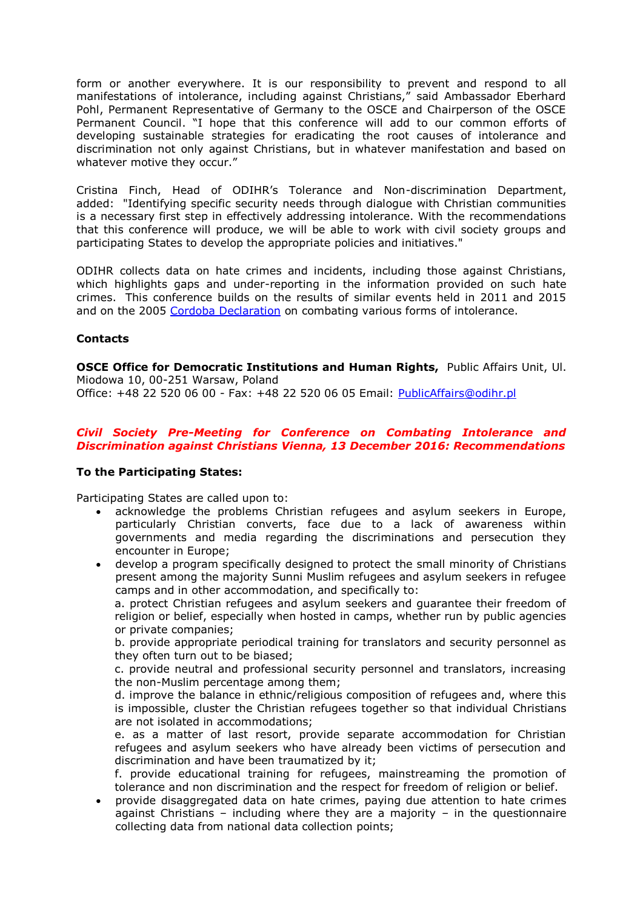form or another everywhere. It is our responsibility to prevent and respond to all manifestations of intolerance, including against Christians," said Ambassador Eberhard Pohl, Permanent Representative of Germany to the OSCE and Chairperson of the OSCE Permanent Council. "I hope that this conference will add to our common efforts of developing sustainable strategies for eradicating the root causes of intolerance and discrimination not only against Christians, but in whatever manifestation and based on whatever motive they occur."

Cristina Finch, Head of ODIHR's Tolerance and Non-discrimination Department, added: "Identifying specific security needs through dialogue with Christian communities is a necessary first step in effectively addressing intolerance. With the recommendations that this conference will produce, we will be able to work with civil society groups and participating States to develop the appropriate policies and initiatives."

ODIHR collects data on hate crimes and incidents, including those against Christians, which highlights gaps and under-reporting in the information provided on such hate crimes. This conference builds on the results of similar events held in 2011 and 2015 and on the 2005 Cordoba Declaration on combating various forms of intolerance.

**Contacts**

**OSCE Office for Democratic Institutions and Human Rights,** Public Affairs Unit, Ul. Miodowa 10, 00-251 Warsaw, Poland
Office: +48 22 520 06 00 - Fax: +48 22 520 06 05 Email: PublicAffairs@odihr.pl

***Civil Society Pre-Meeting for Conference on Combating Intolerance and Discrimination against Christians Vienna, 13 December 2016: Recommendations***

**To the Participating States:**

Participating States are called upon to:

- acknowledge the problems Christian refugees and asylum seekers in Europe, particularly Christian converts, face due to a lack of awareness within governments and media regarding the discriminations and persecution they encounter in Europe;
- develop a program specifically designed to protect the small minority of Christians present among the majority Sunni Muslim refugees and asylum seekers in refugee camps and in other accommodation, and specifically to:
  a. protect Christian refugees and asylum seekers and guarantee their freedom of religion or belief, especially when hosted in camps, whether run by public agencies or private companies;
  b. provide appropriate periodical training for translators and security personnel as they often turn out to be biased;
  c. provide neutral and professional security personnel and translators, increasing the non-Muslim percentage among them;
  d. improve the balance in ethnic/religious composition of refugees and, where this is impossible, cluster the Christian refugees together so that individual Christians are not isolated in accommodations;
  e. as a matter of last resort, provide separate accommodation for Christian refugees and asylum seekers who have already been victims of persecution and discrimination and have been traumatized by it;
  f. provide educational training for refugees, mainstreaming the promotion of tolerance and non discrimination and the respect for freedom of religion or belief.
- provide disaggregated data on hate crimes, paying due attention to hate crimes against Christians – including where they are a majority – in the questionnaire collecting data from national data collection points;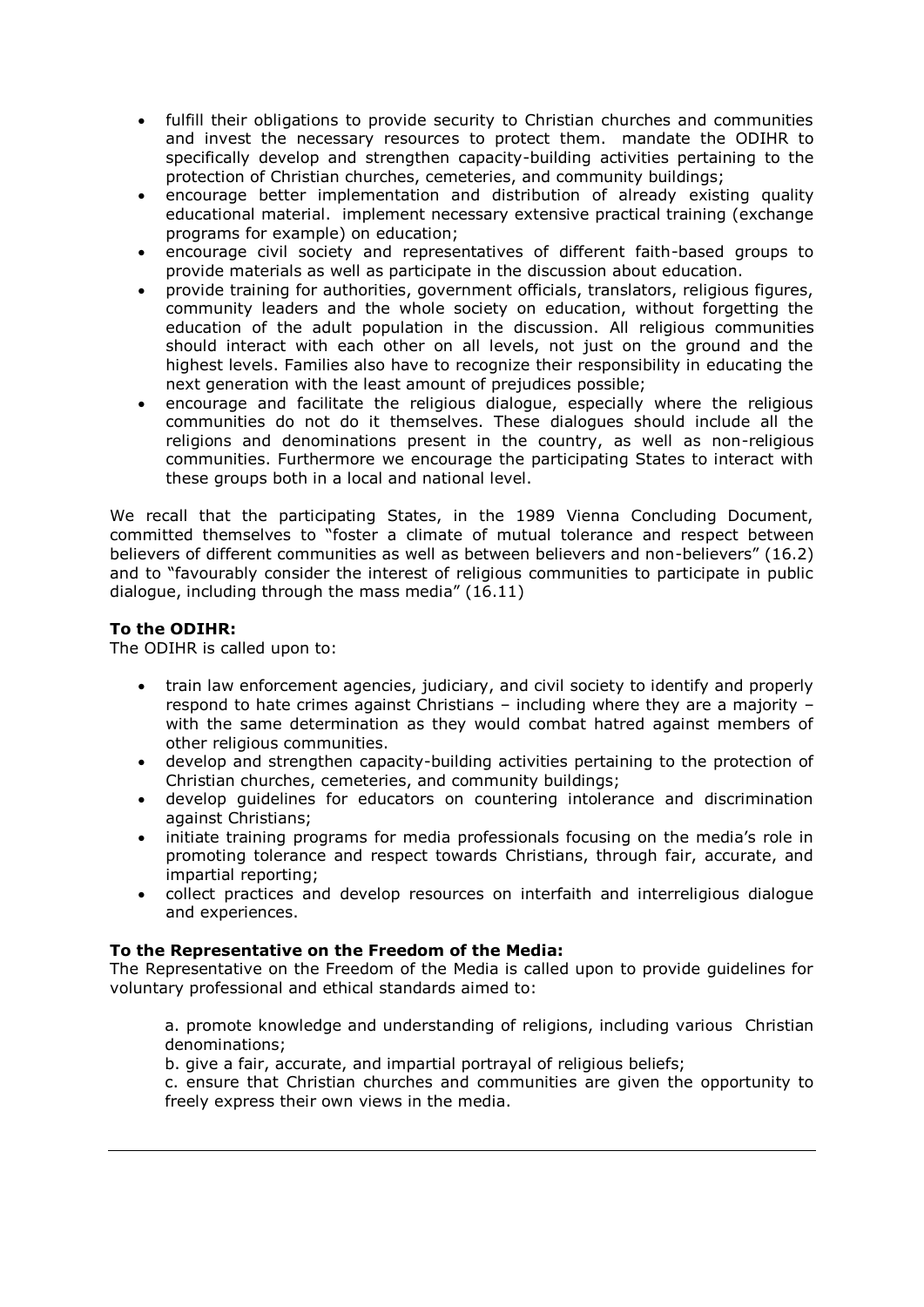- fulfill their obligations to provide security to Christian churches and communities and invest the necessary resources to protect them. mandate the ODIHR to specifically develop and strengthen capacity-building activities pertaining to the protection of Christian churches, cemeteries, and community buildings;
- encourage better implementation and distribution of already existing quality educational material. implement necessary extensive practical training (exchange programs for example) on education;
- encourage civil society and representatives of different faith-based groups to provide materials as well as participate in the discussion about education.
- provide training for authorities, government officials, translators, religious figures, community leaders and the whole society on education, without forgetting the education of the adult population in the discussion. All religious communities should interact with each other on all levels, not just on the ground and the highest levels. Families also have to recognize their responsibility in educating the next generation with the least amount of prejudices possible;
- encourage and facilitate the religious dialogue, especially where the religious communities do not do it themselves. These dialogues should include all the religions and denominations present in the country, as well as non-religious communities. Furthermore we encourage the participating States to interact with these groups both in a local and national level.

We recall that the participating States, in the 1989 Vienna Concluding Document, committed themselves to "foster a climate of mutual tolerance and respect between believers of different communities as well as between believers and non-believers" (16.2) and to "favourably consider the interest of religious communities to participate in public dialogue, including through the mass media" (16.11)

**To the ODIHR:**
The ODIHR is called upon to:

- train law enforcement agencies, judiciary, and civil society to identify and properly respond to hate crimes against Christians – including where they are a majority – with the same determination as they would combat hatred against members of other religious communities.
- develop and strengthen capacity-building activities pertaining to the protection of Christian churches, cemeteries, and community buildings;
- develop guidelines for educators on countering intolerance and discrimination against Christians;
- initiate training programs for media professionals focusing on the media's role in promoting tolerance and respect towards Christians, through fair, accurate, and impartial reporting;
- collect practices and develop resources on interfaith and interreligious dialogue and experiences.

**To the Representative on the Freedom of the Media:**
The Representative on the Freedom of the Media is called upon to provide guidelines for voluntary professional and ethical standards aimed to:

a. promote knowledge and understanding of religions, including various Christian denominations;

b. give a fair, accurate, and impartial portrayal of religious beliefs;

c. ensure that Christian churches and communities are given the opportunity to freely express their own views in the media.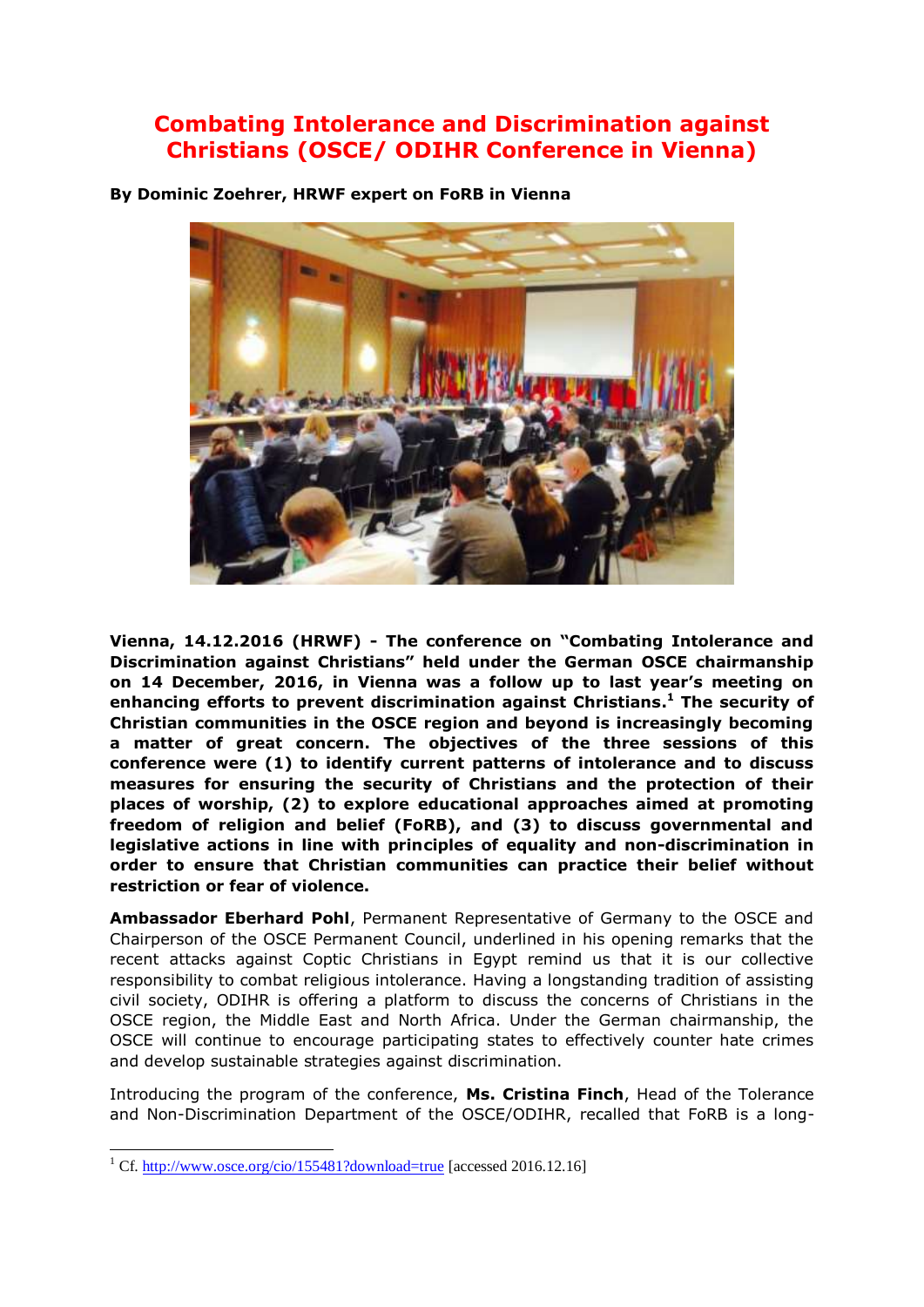# Combating Intolerance and Discrimination against Christians (OSCE/ ODIHR Conference in Vienna)

**By Dominic Zoehrer, HRWF expert on FoRB in Vienna**

**Vienna, 14.12.2016 (HRWF) - The conference on "Combating Intolerance and Discrimination against Christians" held under the German OSCE chairmanship on 14 December, 2016, in Vienna was a follow up to last year's meeting on enhancing efforts to prevent discrimination against Christians.[1] The security of Christian communities in the OSCE region and beyond is increasingly becoming a matter of great concern. The objectives of the three sessions of this conference were (1) to identify current patterns of intolerance and to discuss measures for ensuring the security of Christians and the protection of their places of worship, (2) to explore educational approaches aimed at promoting freedom of religion and belief (FoRB), and (3) to discuss governmental and legislative actions in line with principles of equality and non-discrimination in order to ensure that Christian communities can practice their belief without restriction or fear of violence.**

**Ambassador Eberhard Pohl**, Permanent Representative of Germany to the OSCE and Chairperson of the OSCE Permanent Council, underlined in his opening remarks that the recent attacks against Coptic Christians in Egypt remind us that it is our collective responsibility to combat religious intolerance. Having a longstanding tradition of assisting civil society, ODIHR is offering a platform to discuss the concerns of Christians in the OSCE region, the Middle East and North Africa. Under the German chairmanship, the OSCE will continue to encourage participating states to effectively counter hate crimes and develop sustainable strategies against discrimination.

Introducing the program of the conference, **Ms. Cristina Finch**, Head of the Tolerance and Non-Discrimination Department of the OSCE/ODIHR, recalled that FoRB is a long-

[1] Cf. http://www.osce.org/cio/155481?download=true [accessed 2016.12.16]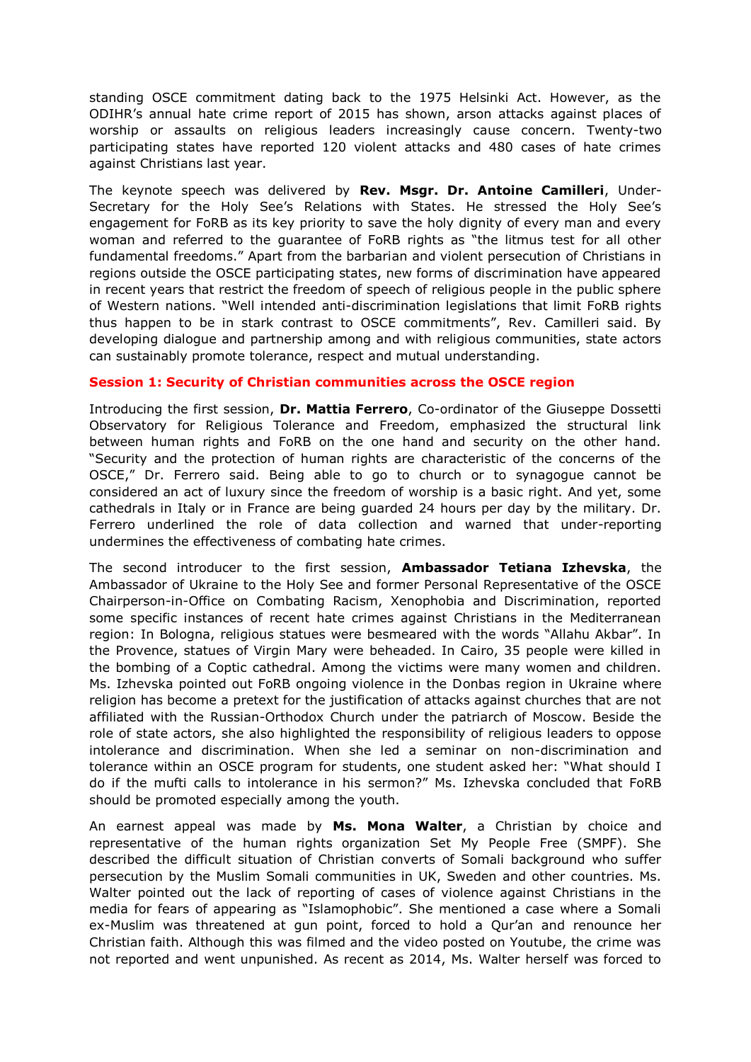standing OSCE commitment dating back to the 1975 Helsinki Act. However, as the ODIHR's annual hate crime report of 2015 has shown, arson attacks against places of worship or assaults on religious leaders increasingly cause concern. Twenty-two participating states have reported 120 violent attacks and 480 cases of hate crimes against Christians last year.

The keynote speech was delivered by **Rev. Msgr. Dr. Antoine Camilleri**, Under-Secretary for the Holy See's Relations with States. He stressed the Holy See's engagement for FoRB as its key priority to save the holy dignity of every man and every woman and referred to the guarantee of FoRB rights as "the litmus test for all other fundamental freedoms." Apart from the barbarian and violent persecution of Christians in regions outside the OSCE participating states, new forms of discrimination have appeared in recent years that restrict the freedom of speech of religious people in the public sphere of Western nations. "Well intended anti-discrimination legislations that limit FoRB rights thus happen to be in stark contrast to OSCE commitments", Rev. Camilleri said. By developing dialogue and partnership among and with religious communities, state actors can sustainably promote tolerance, respect and mutual understanding.

**Session 1: Security of Christian communities across the OSCE region**

Introducing the first session, **Dr. Mattia Ferrero**, Co-ordinator of the Giuseppe Dossetti Observatory for Religious Tolerance and Freedom, emphasized the structural link between human rights and FoRB on the one hand and security on the other hand. "Security and the protection of human rights are characteristic of the concerns of the OSCE," Dr. Ferrero said. Being able to go to church or to synagogue cannot be considered an act of luxury since the freedom of worship is a basic right. And yet, some cathedrals in Italy or in France are being guarded 24 hours per day by the military. Dr. Ferrero underlined the role of data collection and warned that under-reporting undermines the effectiveness of combating hate crimes.

The second introducer to the first session, **Ambassador Tetiana Izhevska**, the Ambassador of Ukraine to the Holy See and former Personal Representative of the OSCE Chairperson-in-Office on Combating Racism, Xenophobia and Discrimination, reported some specific instances of recent hate crimes against Christians in the Mediterranean region: In Bologna, religious statues were besmeared with the words "Allahu Akbar". In the Provence, statues of Virgin Mary were beheaded. In Cairo, 35 people were killed in the bombing of a Coptic cathedral. Among the victims were many women and children. Ms. Izhevska pointed out FoRB ongoing violence in the Donbas region in Ukraine where religion has become a pretext for the justification of attacks against churches that are not affiliated with the Russian-Orthodox Church under the patriarch of Moscow. Beside the role of state actors, she also highlighted the responsibility of religious leaders to oppose intolerance and discrimination. When she led a seminar on non-discrimination and tolerance within an OSCE program for students, one student asked her: "What should I do if the mufti calls to intolerance in his sermon?" Ms. Izhevska concluded that FoRB should be promoted especially among the youth.

An earnest appeal was made by **Ms. Mona Walter**, a Christian by choice and representative of the human rights organization Set My People Free (SMPF). She described the difficult situation of Christian converts of Somali background who suffer persecution by the Muslim Somali communities in UK, Sweden and other countries. Ms. Walter pointed out the lack of reporting of cases of violence against Christians in the media for fears of appearing as "Islamophobic". She mentioned a case where a Somali ex-Muslim was threatened at gun point, forced to hold a Qur'an and renounce her Christian faith. Although this was filmed and the video posted on Youtube, the crime was not reported and went unpunished. As recent as 2014, Ms. Walter herself was forced to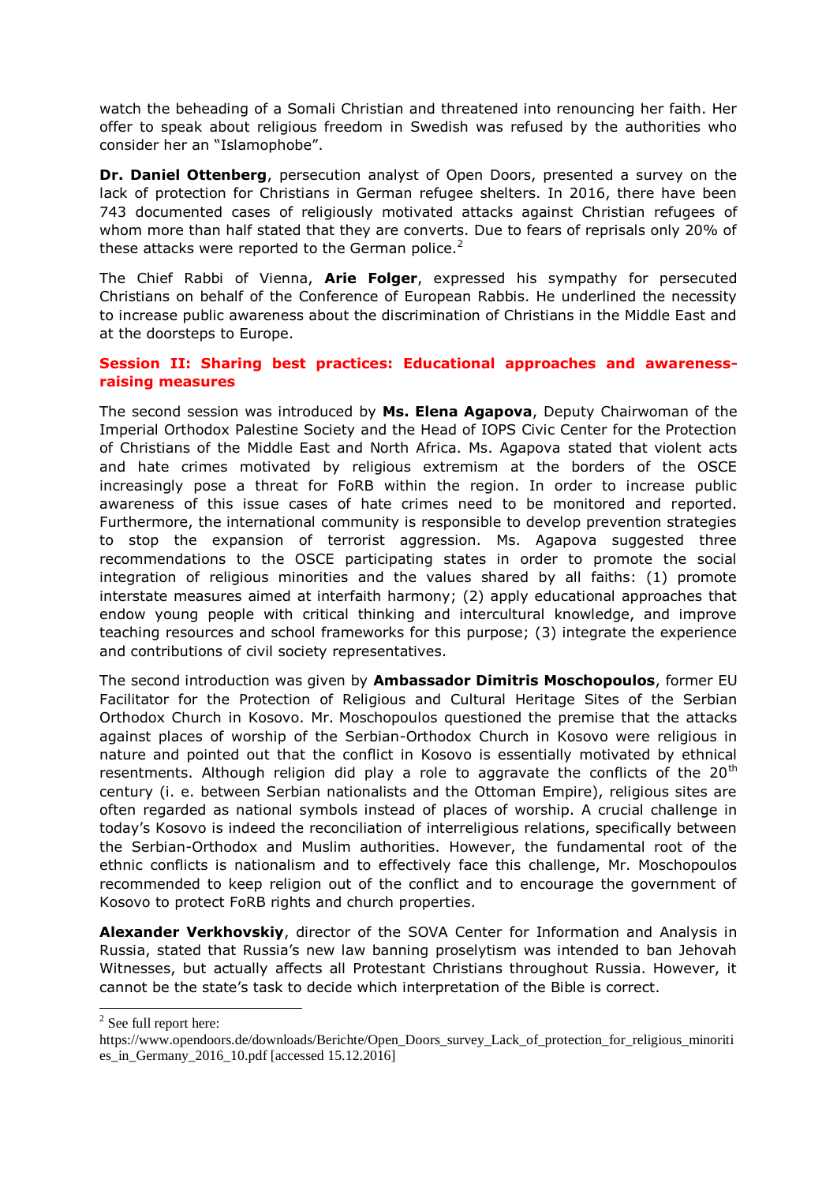watch the beheading of a Somali Christian and threatened into renouncing her faith. Her offer to speak about religious freedom in Swedish was refused by the authorities who consider her an "Islamophobe".

**Dr. Daniel Ottenberg**, persecution analyst of Open Doors, presented a survey on the lack of protection for Christians in German refugee shelters. In 2016, there have been 743 documented cases of religiously motivated attacks against Christian refugees of whom more than half stated that they are converts. Due to fears of reprisals only 20% of these attacks were reported to the German police.[2]

The Chief Rabbi of Vienna, **Arie Folger**, expressed his sympathy for persecuted Christians on behalf of the Conference of European Rabbis. He underlined the necessity to increase public awareness about the discrimination of Christians in the Middle East and at the doorsteps to Europe.

### Session II: Sharing best practices: Educational approaches and awareness-raising measures

The second session was introduced by **Ms. Elena Agapova**, Deputy Chairwoman of the Imperial Orthodox Palestine Society and the Head of IOPS Civic Center for the Protection of Christians of the Middle East and North Africa. Ms. Agapova stated that violent acts and hate crimes motivated by religious extremism at the borders of the OSCE increasingly pose a threat for FoRB within the region. In order to increase public awareness of this issue cases of hate crimes need to be monitored and reported. Furthermore, the international community is responsible to develop prevention strategies to stop the expansion of terrorist aggression. Ms. Agapova suggested three recommendations to the OSCE participating states in order to promote the social integration of religious minorities and the values shared by all faiths: (1) promote interstate measures aimed at interfaith harmony; (2) apply educational approaches that endow young people with critical thinking and intercultural knowledge, and improve teaching resources and school frameworks for this purpose; (3) integrate the experience and contributions of civil society representatives.

The second introduction was given by **Ambassador Dimitris Moschopoulos**, former EU Facilitator for the Protection of Religious and Cultural Heritage Sites of the Serbian Orthodox Church in Kosovo. Mr. Moschopoulos questioned the premise that the attacks against places of worship of the Serbian-Orthodox Church in Kosovo were religious in nature and pointed out that the conflict in Kosovo is essentially motivated by ethnical resentments. Although religion did play a role to aggravate the conflicts of the 20th century (i. e. between Serbian nationalists and the Ottoman Empire), religious sites are often regarded as national symbols instead of places of worship. A crucial challenge in today's Kosovo is indeed the reconciliation of interreligious relations, specifically between the Serbian-Orthodox and Muslim authorities. However, the fundamental root of the ethnic conflicts is nationalism and to effectively face this challenge, Mr. Moschopoulos recommended to keep religion out of the conflict and to encourage the government of Kosovo to protect FoRB rights and church properties.

**Alexander Verkhovskiy**, director of the SOVA Center for Information and Analysis in Russia, stated that Russia's new law banning proselytism was intended to ban Jehovah Witnesses, but actually affects all Protestant Christians throughout Russia. However, it cannot be the state's task to decide which interpretation of the Bible is correct.

[2] See full report here: https://www.opendoors.de/downloads/Berichte/Open_Doors_survey_Lack_of_protection_for_religious_minorities_in_Germany_2016_10.pdf [accessed 15.12.2016]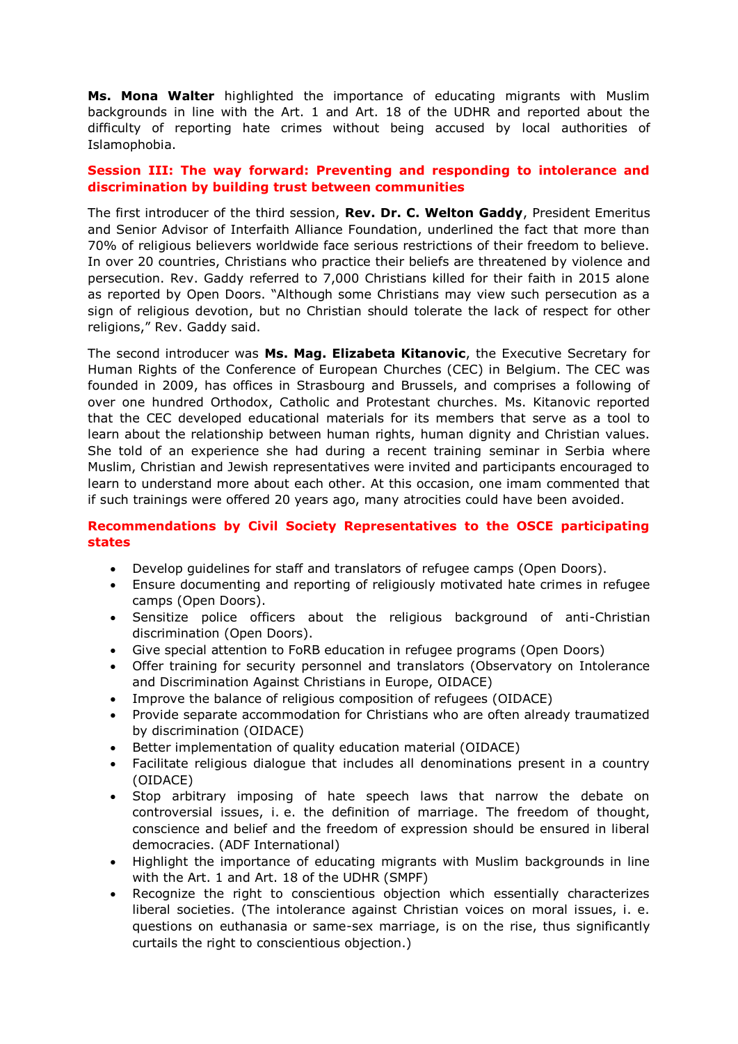**Ms. Mona Walter** highlighted the importance of educating migrants with Muslim backgrounds in line with the Art. 1 and Art. 18 of the UDHR and reported about the difficulty of reporting hate crimes without being accused by local authorities of Islamophobia.

## Session III: The way forward: Preventing and responding to intolerance and discrimination by building trust between communities

The first introducer of the third session, **Rev. Dr. C. Welton Gaddy**, President Emeritus and Senior Advisor of Interfaith Alliance Foundation, underlined the fact that more than 70% of religious believers worldwide face serious restrictions of their freedom to believe. In over 20 countries, Christians who practice their beliefs are threatened by violence and persecution. Rev. Gaddy referred to 7,000 Christians killed for their faith in 2015 alone as reported by Open Doors. "Although some Christians may view such persecution as a sign of religious devotion, but no Christian should tolerate the lack of respect for other religions," Rev. Gaddy said.

The second introducer was **Ms. Mag. Elizabeta Kitanovic**, the Executive Secretary for Human Rights of the Conference of European Churches (CEC) in Belgium. The CEC was founded in 2009, has offices in Strasbourg and Brussels, and comprises a following of over one hundred Orthodox, Catholic and Protestant churches. Ms. Kitanovic reported that the CEC developed educational materials for its members that serve as a tool to learn about the relationship between human rights, human dignity and Christian values. She told of an experience she had during a recent training seminar in Serbia where Muslim, Christian and Jewish representatives were invited and participants encouraged to learn to understand more about each other. At this occasion, one imam commented that if such trainings were offered 20 years ago, many atrocities could have been avoided.

## Recommendations by Civil Society Representatives to the OSCE participating states

- Develop guidelines for staff and translators of refugee camps (Open Doors).
- Ensure documenting and reporting of religiously motivated hate crimes in refugee camps (Open Doors).
- Sensitize police officers about the religious background of anti-Christian discrimination (Open Doors).
- Give special attention to FoRB education in refugee programs (Open Doors)
- Offer training for security personnel and translators (Observatory on Intolerance and Discrimination Against Christians in Europe, OIDACE)
- Improve the balance of religious composition of refugees (OIDACE)
- Provide separate accommodation for Christians who are often already traumatized by discrimination (OIDACE)
- Better implementation of quality education material (OIDACE)
- Facilitate religious dialogue that includes all denominations present in a country (OIDACE)
- Stop arbitrary imposing of hate speech laws that narrow the debate on controversial issues, i. e. the definition of marriage. The freedom of thought, conscience and belief and the freedom of expression should be ensured in liberal democracies. (ADF International)
- Highlight the importance of educating migrants with Muslim backgrounds in line with the Art. 1 and Art. 18 of the UDHR (SMPF)
- Recognize the right to conscientious objection which essentially characterizes liberal societies. (The intolerance against Christian voices on moral issues, i. e. questions on euthanasia or same-sex marriage, is on the rise, thus significantly curtails the right to conscientious objection.)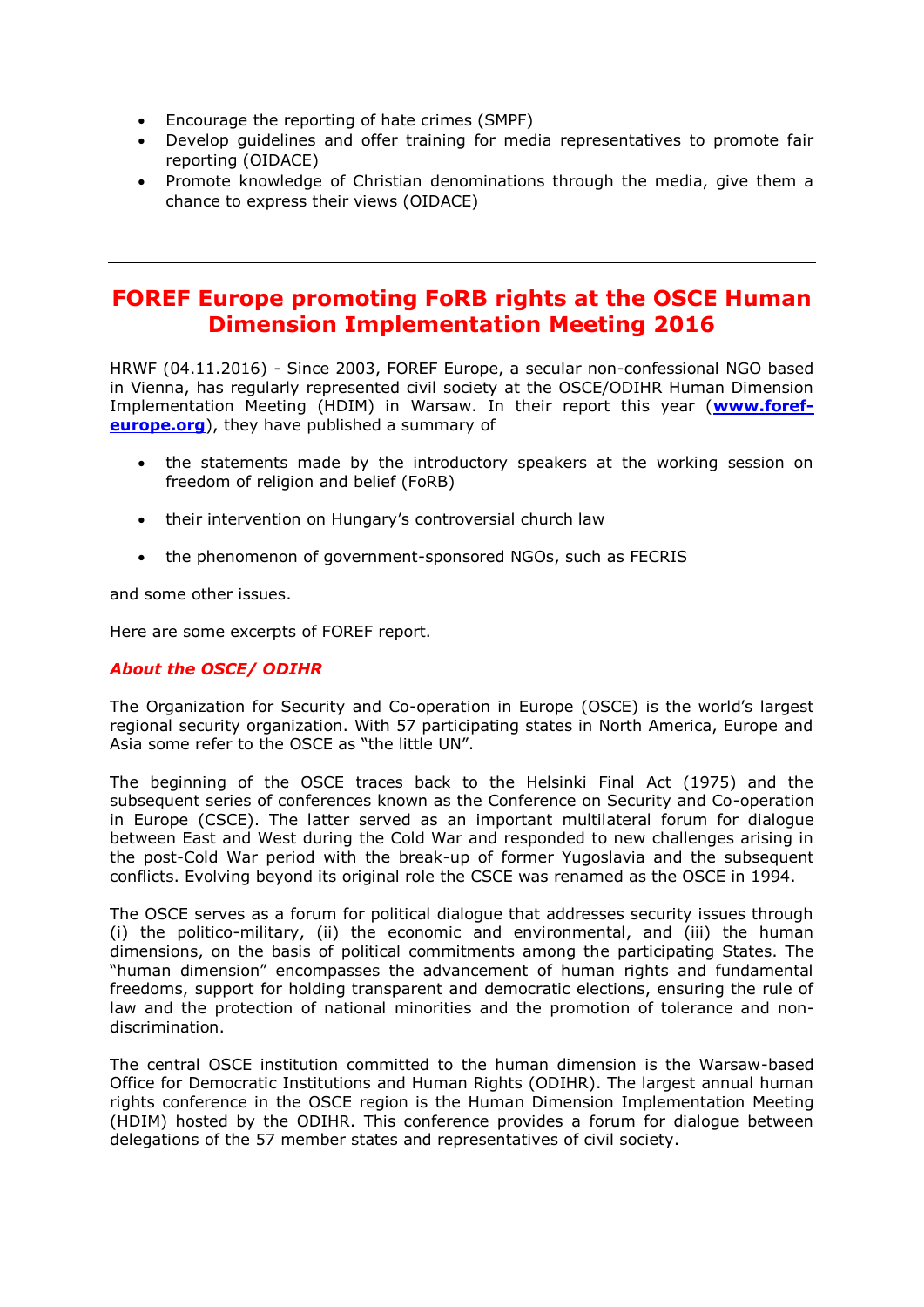- Encourage the reporting of hate crimes (SMPF)
- Develop guidelines and offer training for media representatives to promote fair reporting (OIDACE)
- Promote knowledge of Christian denominations through the media, give them a chance to express their views (OIDACE)

---

## FOREF Europe promoting FoRB rights at the OSCE Human Dimension Implementation Meeting 2016

HRWF (04.11.2016) - Since 2003, FOREF Europe, a secular non-confessional NGO based in Vienna, has regularly represented civil society at the OSCE/ODIHR Human Dimension Implementation Meeting (HDIM) in Warsaw. In their report this year (**www.foref-europe.org**), they have published a summary of

- the statements made by the introductory speakers at the working session on freedom of religion and belief (FoRB)
- their intervention on Hungary's controversial church law
- the phenomenon of government-sponsored NGOs, such as FECRIS

and some other issues.

Here are some excerpts of FOREF report.

***About the OSCE/ ODIHR***

The Organization for Security and Co-operation in Europe (OSCE) is the world's largest regional security organization. With 57 participating states in North America, Europe and Asia some refer to the OSCE as "the little UN".

The beginning of the OSCE traces back to the Helsinki Final Act (1975) and the subsequent series of conferences known as the Conference on Security and Co-operation in Europe (CSCE). The latter served as an important multilateral forum for dialogue between East and West during the Cold War and responded to new challenges arising in the post-Cold War period with the break-up of former Yugoslavia and the subsequent conflicts. Evolving beyond its original role the CSCE was renamed as the OSCE in 1994.

The OSCE serves as a forum for political dialogue that addresses security issues through (i) the politico-military, (ii) the economic and environmental, and (iii) the human dimensions, on the basis of political commitments among the participating States. The "human dimension" encompasses the advancement of human rights and fundamental freedoms, support for holding transparent and democratic elections, ensuring the rule of law and the protection of national minorities and the promotion of tolerance and non-discrimination.

The central OSCE institution committed to the human dimension is the Warsaw-based Office for Democratic Institutions and Human Rights (ODIHR). The largest annual human rights conference in the OSCE region is the Human Dimension Implementation Meeting (HDIM) hosted by the ODIHR. This conference provides a forum for dialogue between delegations of the 57 member states and representatives of civil society.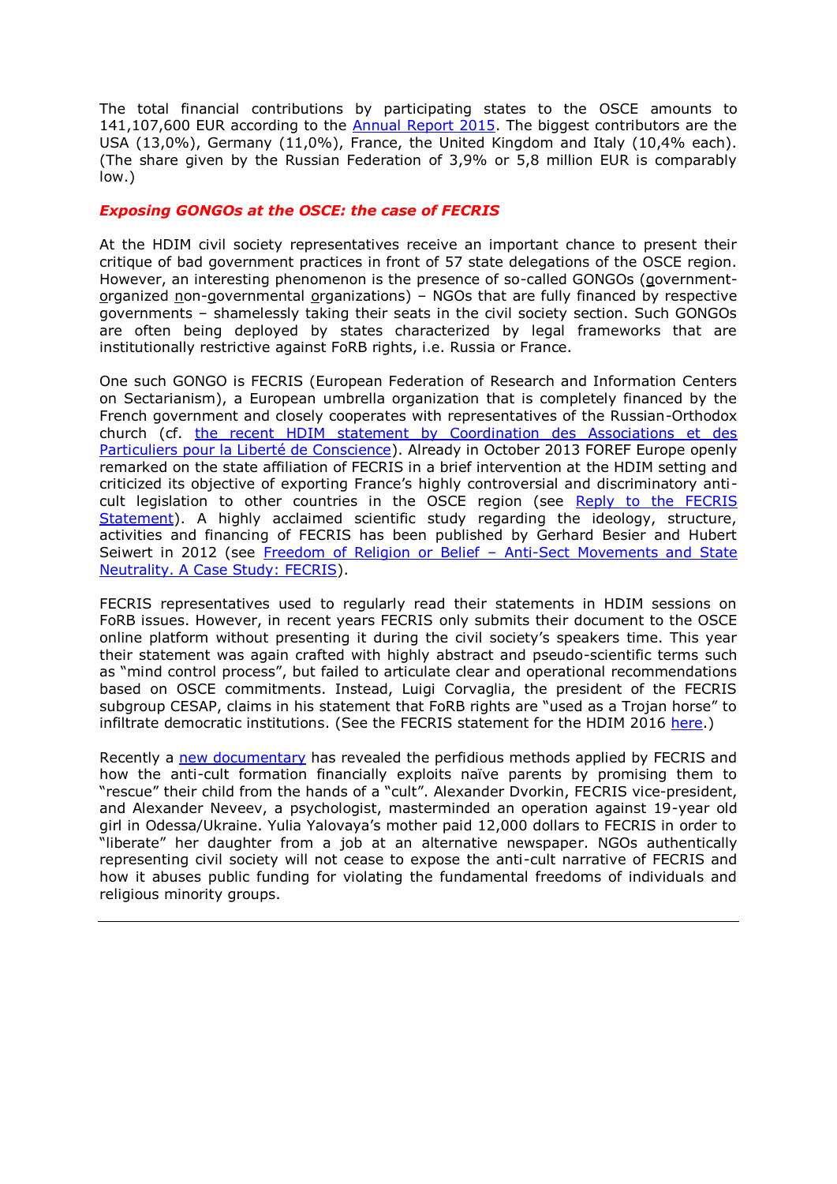The total financial contributions by participating states to the OSCE amounts to 141,107,600 EUR according to the Annual Report 2015. The biggest contributors are the USA (13,0%), Germany (11,0%), France, the United Kingdom and Italy (10,4% each). (The share given by the Russian Federation of 3,9% or 5,8 million EUR is comparably low.)

***Exposing GONGOs at the OSCE: the case of FECRIS***

At the HDIM civil society representatives receive an important chance to present their critique of bad government practices in front of 57 state delegations of the OSCE region. However, an interesting phenomenon is the presence of so-called GONGOs (government-organized non-governmental organizations) – NGOs that are fully financed by respective governments – shamelessly taking their seats in the civil society section. Such GONGOs are often being deployed by states characterized by legal frameworks that are institutionally restrictive against FoRB rights, i.e. Russia or France.

One such GONGO is FECRIS (European Federation of Research and Information Centers on Sectarianism), a European umbrella organization that is completely financed by the French government and closely cooperates with representatives of the Russian-Orthodox church (cf. the recent HDIM statement by Coordination des Associations et des Particuliers pour la Liberté de Conscience). Already in October 2013 FOREF Europe openly remarked on the state affiliation of FECRIS in a brief intervention at the HDIM setting and criticized its objective of exporting France's highly controversial and discriminatory anti-cult legislation to other countries in the OSCE region (see Reply to the FECRIS Statement). A highly acclaimed scientific study regarding the ideology, structure, activities and financing of FECRIS has been published by Gerhard Besier and Hubert Seiwert in 2012 (see Freedom of Religion or Belief – Anti-Sect Movements and State Neutrality. A Case Study: FECRIS).

FECRIS representatives used to regularly read their statements in HDIM sessions on FoRB issues. However, in recent years FECRIS only submits their document to the OSCE online platform without presenting it during the civil society's speakers time. This year their statement was again crafted with highly abstract and pseudo-scientific terms such as "mind control process", but failed to articulate clear and operational recommendations based on OSCE commitments. Instead, Luigi Corvaglia, the president of the FECRIS subgroup CESAP, claims in his statement that FoRB rights are "used as a Trojan horse" to infiltrate democratic institutions. (See the FECRIS statement for the HDIM 2016 here.)

Recently a new documentary has revealed the perfidious methods applied by FECRIS and how the anti-cult formation financially exploits naïve parents by promising them to "rescue" their child from the hands of a "cult". Alexander Dvorkin, FECRIS vice-president, and Alexander Neveev, a psychologist, masterminded an operation against 19-year old girl in Odessa/Ukraine. Yulia Yalovaya's mother paid 12,000 dollars to FECRIS in order to "liberate" her daughter from a job at an alternative newspaper. NGOs authentically representing civil society will not cease to expose the anti-cult narrative of FECRIS and how it abuses public funding for violating the fundamental freedoms of individuals and religious minority groups.

---